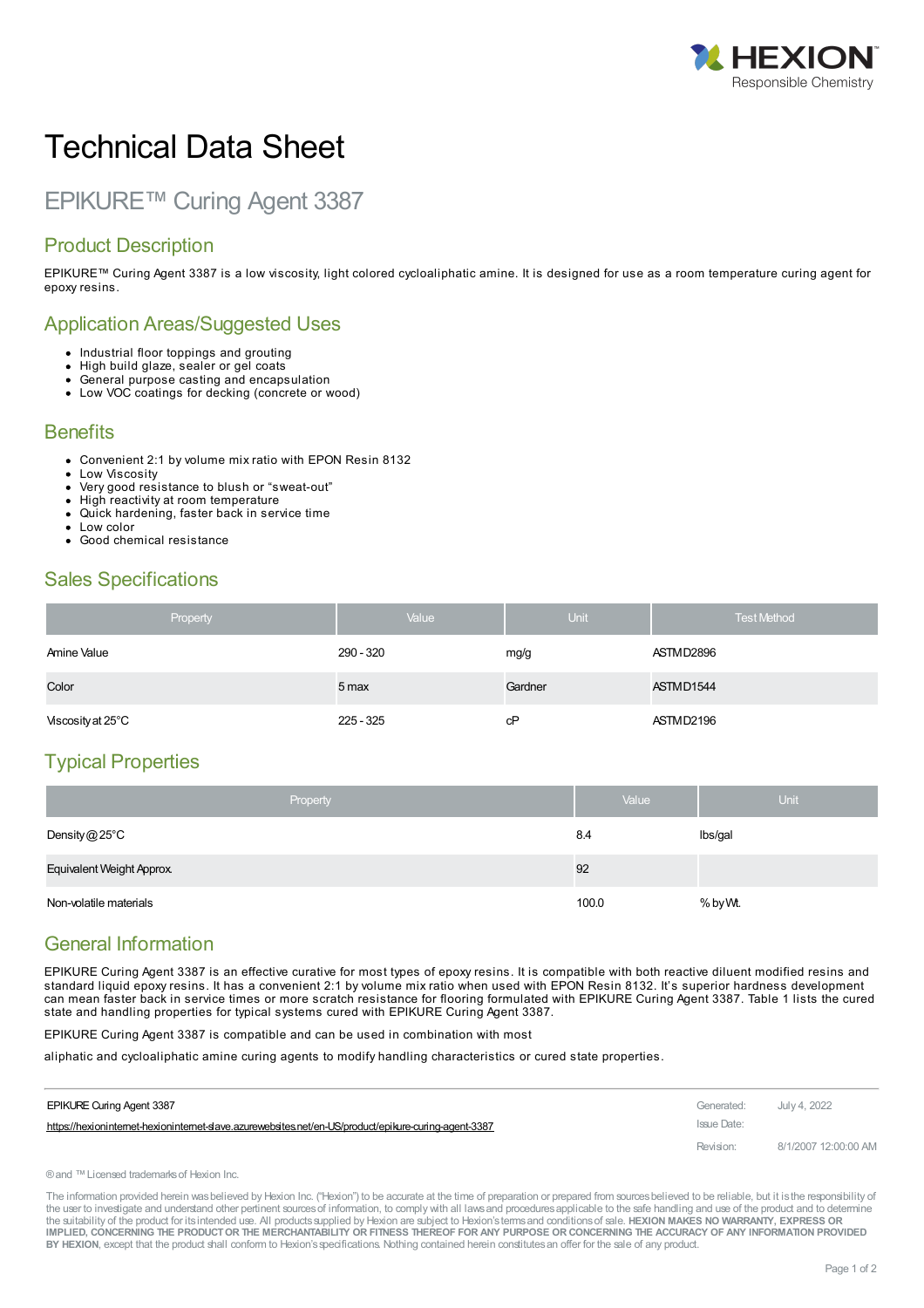# Technical Data Sheet

## EPIKURE™ Curing Agent 3387

### Product Description

EPIKURE™ Curing Agent 3387 is a low viscosity, light colored cycloaliphatic amine. It is designed for use as a room temperature curing agent for epoxy resins.

### Application Areas/Suggested Uses

- Industrial floor toppings and grouting
- High build glaze, sealer or gel coats
- General purpose casting and encapsulation
- Low VOC coatings for decking (concrete or wood)

### Benefits

- Convenient 2:1 by volume mix ratio with EPON Resin 8132
- Low Viscosity
- Very good resistance to blush or "sweat-out"
- High reactivity at room temperature
- Quick hardening, faster back in service time
- Low color
- Good chemical resistance

### Sales Specifications

| Property | Value | Unit | Test Method |
|---|---|---|---|
| Amine Value | 290 - 320 | mg/g | ASTM D2896 |
| Color | 5 max | Gardner | ASTM D1544 |
| Viscosity at 25°C | 225 - 325 | cP | ASTM D2196 |

### Typical Properties

| Property | Value | Unit |
|---|---|---|
| Density @ 25°C | 8.4 | lbs/gal |
| Equivalent Weight Approx. | 92 | |
| Non-volatile materials | 100.0 | % by Wt. |

### General Information

EPIKURE Curing Agent 3387 is an effective curative for most types of epoxy resins. It is compatible with both reactive diluent modified resins and standard liquid epoxy resins. It has a convenient 2:1 by volume mix ratio when used with EPON Resin 8132. It's superior hardness development can mean faster back in service times or more scratch resistance for flooring formulated with EPIKURE Curing Agent 3387. Table 1 lists the cured state and handling properties for typical systems cured with EPIKURE Curing Agent 3387.

EPIKURE Curing Agent 3387 is compatible and can be used in combination with most

aliphatic and cycloaliphatic amine curing agents to modify handling characteristics or cured state properties.

EPIKURE Curing Agent 3387

https://hexioninternet-hexioninternet-slave.azurewebsites.net/en-US/product/epikure-curing-agent-3387

Generated: July 4, 2022

Issue Date:

Revision: 8/1/2007 12:00:00 AM

® and ™ Licensed trademarks of Hexion Inc.

The information provided herein was believed by Hexion Inc. ("Hexion") to be accurate at the time of preparation or prepared from sources believed to be reliable, but it is the responsibility of the user to investigate and understand other pertinent sources of information, to comply with all laws and procedures applicable to the safe handling and use of the product and to determine the suitability of the product for its intended use. All products supplied by Hexion are subject to Hexion's terms and conditions of sale. **HEXION MAKES NO WARRANTY, EXPRESS OR IMPLIED, CONCERNING THE PRODUCT OR THE MERCHANTABILITY OR FITNESS THEREOF FOR ANY PURPOSE OR CONCERNING THE ACCURACY OF ANY INFORMATION PROVIDED BY HEXION**, except that the product shall conform to Hexion's specifications. Nothing contained herein constitutes an offer for the sale of any product.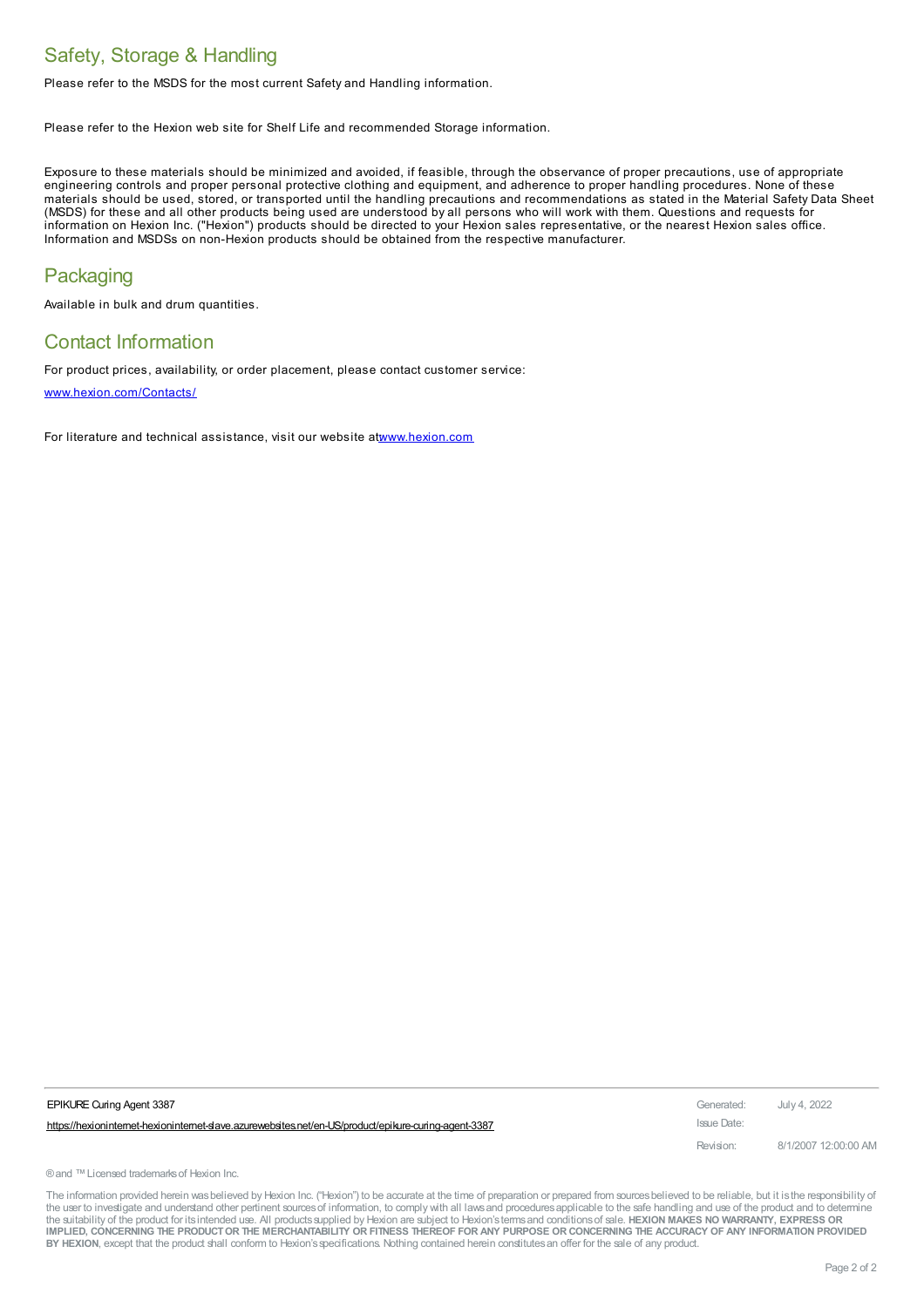## Safety, Storage & Handling

Please refer to the MSDS for the most current Safety and Handling information.

Please refer to the Hexion web site for Shelf Life and recommended Storage information.

Exposure to these materials should be minimized and avoided, if feasible, through the observance of proper precautions, use of appropriate engineering controls and proper personal protective clothing and equipment, and adherence to proper handling procedures. None of these materials should be used, stored, or transported until the handling precautions and recommendations as stated in the Material Safety Data Sheet (MSDS) for these and all other products being used are understood by all persons who will work with them. Questions and requests for information on Hexion Inc. ("Hexion") products should be directed to your Hexion sales representative, or the nearest Hexion sales office. Information and MSDSs on non-Hexion products should be obtained from the respective manufacturer.

## Packaging

Available in bulk and drum quantities.

## Contact Information

For product prices, availability, or order placement, please contact customer service:

www.hexion.com/Contacts/

For literature and technical assistance, visit our website at www.hexion.com

EPIKURE Curing Agent 3387

https://hexioninternet-hexioninternet-slave.azurewebsites.net/en-US/product/epikure-curing-agent-3387

Generated: July 4, 2022

Issue Date:

Revision: 8/1/2007 12:00:00 AM

® and ™ Licensed trademarks of Hexion Inc.

The information provided herein was believed by Hexion Inc. ("Hexion") to be accurate at the time of preparation or prepared from sources believed to be reliable, but it is the responsibility of the user to investigate and understand other pertinent sources of information, to comply with all laws and procedures applicable to the safe handling and use of the product and to determine the suitability of the product for its intended use. All products supplied by Hexion are subject to Hexion's terms and conditions of sale. **HEXION MAKES NO WARRANTY, EXPRESS OR IMPLIED, CONCERNING THE PRODUCT OR THE MERCHANTABILITY OR FITNESS THEREOF FOR ANY PURPOSE OR CONCERNING THE ACCURACY OF ANY INFORMATION PROVIDED BY HEXION**, except that the product shall conform to Hexion's specifications. Nothing contained herein constitutes an offer for the sale of any product.